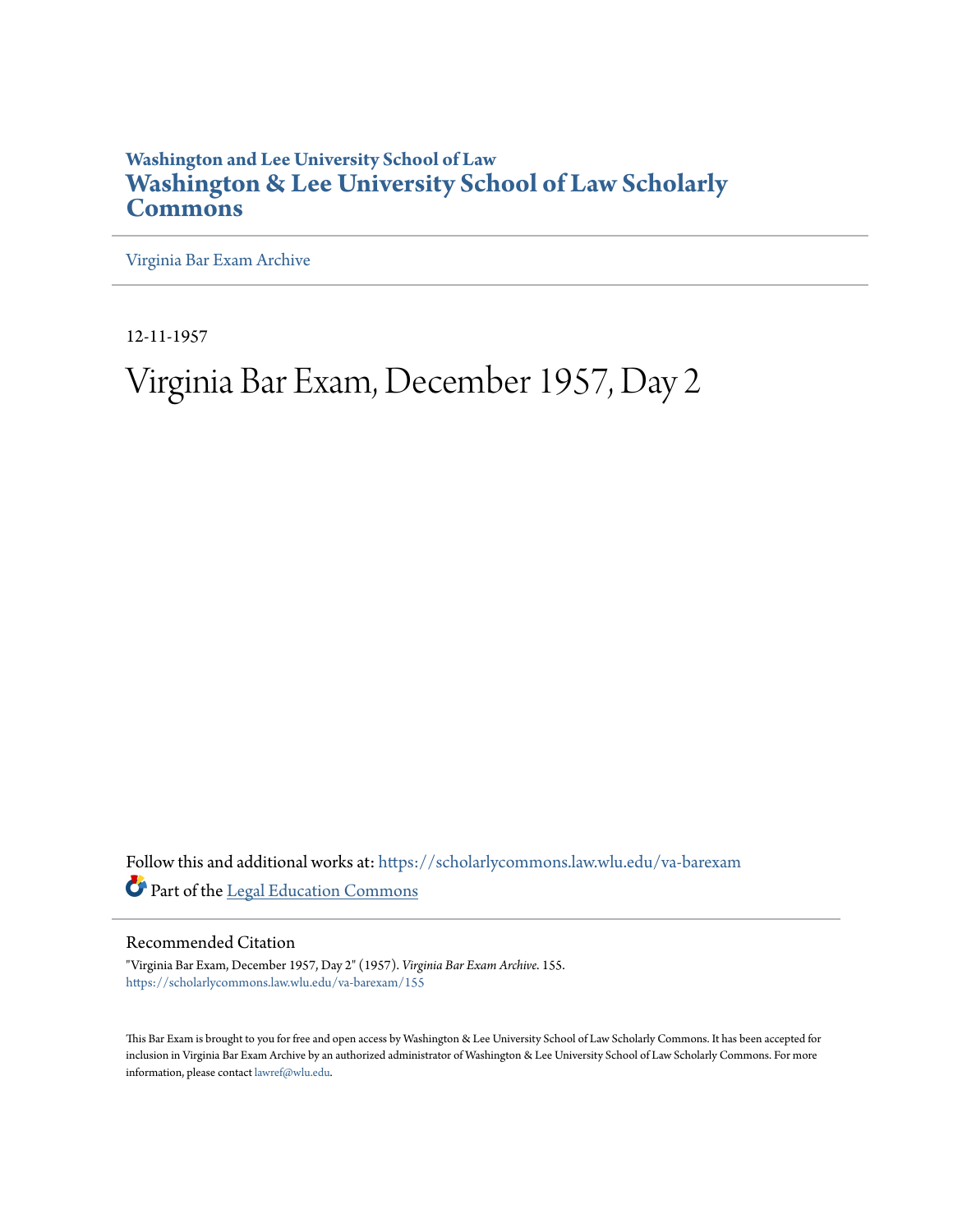Washington and Lee University School of Law

# Washington & Lee University School of Law Scholarly Commons

Virginia Bar Exam Archive

12-11-1957

# Virginia Bar Exam, December 1957, Day 2

Follow this and additional works at: https://scholarlycommons.law.wlu.edu/va-barexam

Part of the Legal Education Commons

## Recommended Citation

"Virginia Bar Exam, December 1957, Day 2" (1957). *Virginia Bar Exam Archive*. 155.
https://scholarlycommons.law.wlu.edu/va-barexam/155

This Bar Exam is brought to you for free and open access by Washington & Lee University School of Law Scholarly Commons. It has been accepted for inclusion in Virginia Bar Exam Archive by an authorized administrator of Washington & Lee University School of Law Scholarly Commons. For more information, please contact lawref@wlu.edu.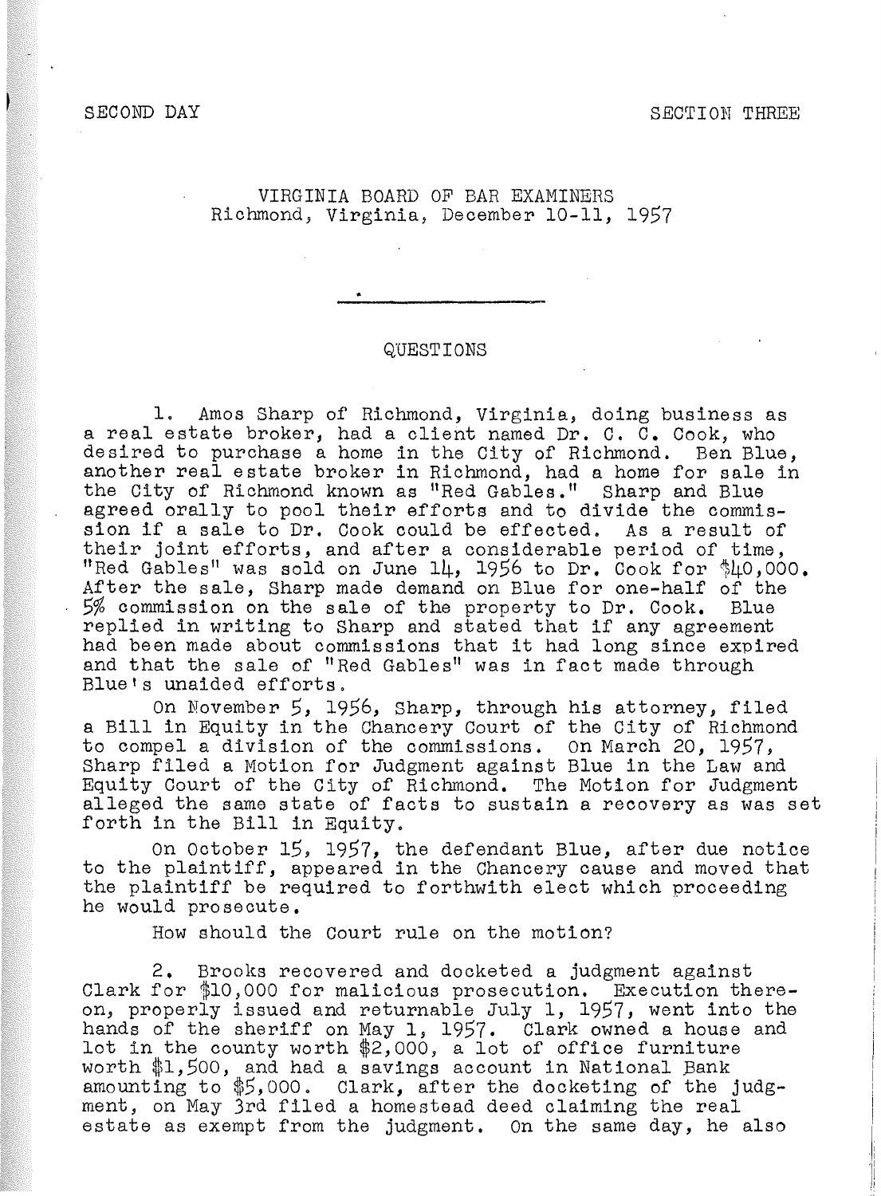SECOND DAY SECTION THREE

VIRGINIA BOARD OF BAR EXAMINERS
Richmond, Virginia, December 10-11, 1957

QUESTIONS

1. Amos Sharp of Richmond, Virginia, doing business as a real estate broker, had a client named Dr. C. C. Cook, who desired to purchase a home in the City of Richmond. Ben Blue, another real estate broker in Richmond, had a home for sale in the City of Richmond known as "Red Gables." Sharp and Blue agreed orally to pool their efforts and to divide the commission if a sale to Dr. Cook could be effected. As a result of their joint efforts, and after a considerable period of time, "Red Gables" was sold on June 14, 1956 to Dr. Cook for $40,000. After the sale, Sharp made demand on Blue for one-half of the 5% commission on the sale of the property to Dr. Cook. Blue replied in writing to Sharp and stated that if any agreement had been made about commissions that it had long since expired and that the sale of "Red Gables" was in fact made through Blue's unaided efforts.

On November 5, 1956, Sharp, through his attorney, filed a Bill in Equity in the Chancery Court of the City of Richmond to compel a division of the commissions. On March 20, 1957, Sharp filed a Motion for Judgment against Blue in the Law and Equity Court of the City of Richmond. The Motion for Judgment alleged the same state of facts to sustain a recovery as was set forth in the Bill in Equity.

On October 15, 1957, the defendant Blue, after due notice to the plaintiff, appeared in the Chancery cause and moved that the plaintiff be required to forthwith elect which proceeding he would prosecute.

How should the Court rule on the motion?

2. Brooks recovered and docketed a judgment against Clark for $10,000 for malicious prosecution. Execution thereon, properly issued and returnable July 1, 1957, went into the hands of the sheriff on May 1, 1957. Clark owned a house and lot in the county worth $2,000, a lot of office furniture worth $1,500, and had a savings account in National Bank amounting to $5,000. Clark, after the docketing of the judgment, on May 3rd filed a homestead deed claiming the real estate as exempt from the judgment. On the same day, he also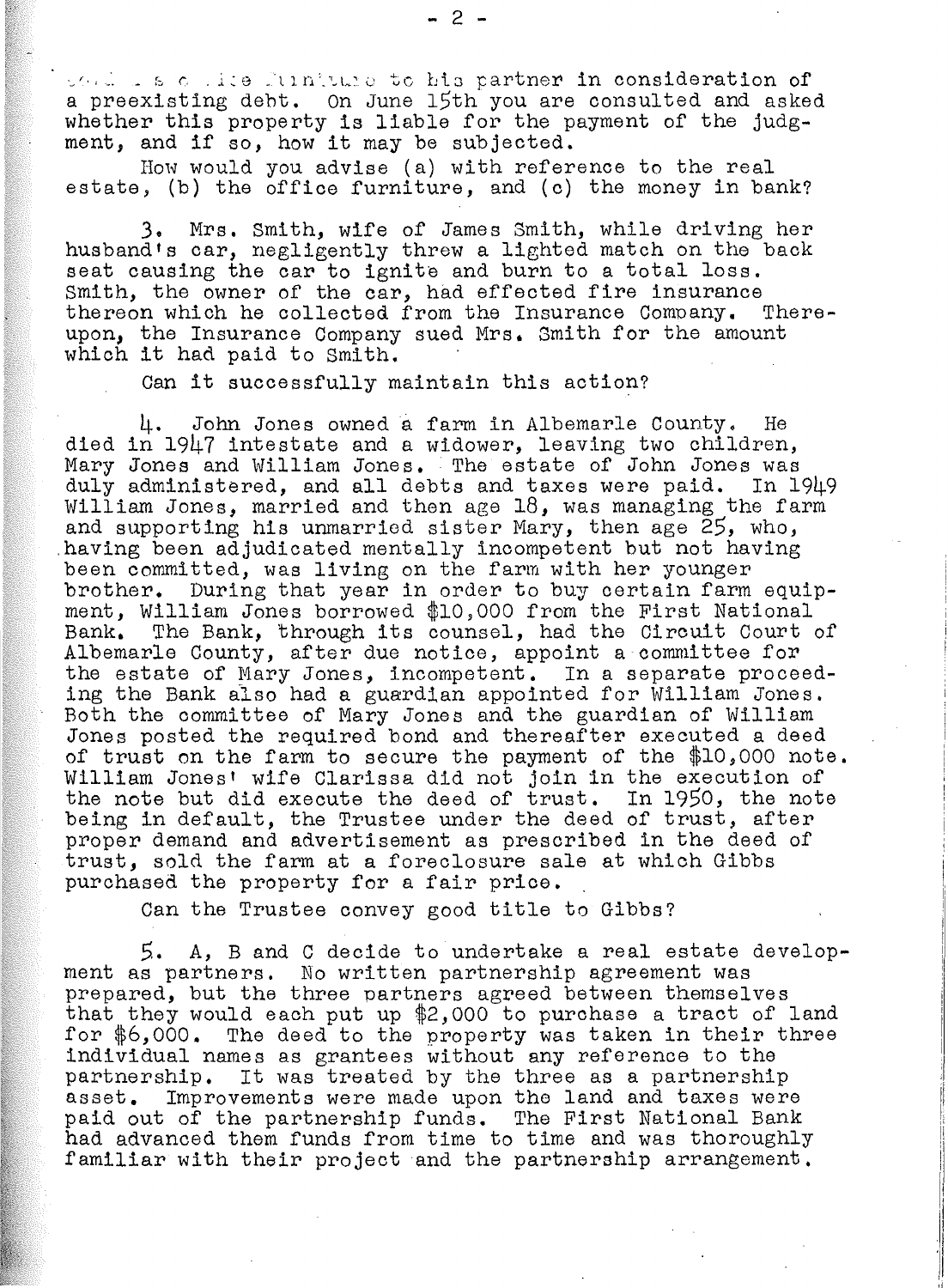... office furniture to his partner in consideration of a preexisting debt. On June 15th you are consulted and asked whether this property is liable for the payment of the judgment, and if so, how it may be subjected.

How would you advise (a) with reference to the real estate, (b) the office furniture, and (c) the money in bank?

3. Mrs. Smith, wife of James Smith, while driving her husband's car, negligently threw a lighted match on the back seat causing the car to ignite and burn to a total loss. Smith, the owner of the car, had effected fire insurance thereon which he collected from the Insurance Company. Thereupon, the Insurance Company sued Mrs. Smith for the amount which it had paid to Smith.

Can it successfully maintain this action?

4. John Jones owned a farm in Albemarle County. He died in 1947 intestate and a widower, leaving two children, Mary Jones and William Jones. The estate of John Jones was duly administered, and all debts and taxes were paid. In 1949 William Jones, married and then age 18, was managing the farm and supporting his unmarried sister Mary, then age 25, who, having been adjudicated mentally incompetent but not having been committed, was living on the farm with her younger brother. During that year in order to buy certain farm equipment, William Jones borrowed $10,000 from the First National Bank. The Bank, through its counsel, had the Circuit Court of Albemarle County, after due notice, appoint a committee for the estate of Mary Jones, incompetent. In a separate proceeding the Bank also had a guardian appointed for William Jones. Both the committee of Mary Jones and the guardian of William Jones posted the required bond and thereafter executed a deed of trust on the farm to secure the payment of the $10,000 note. William Jones' wife Clarissa did not join in the execution of the note but did execute the deed of trust. In 1950, the note being in default, the Trustee under the deed of trust, after proper demand and advertisement as prescribed in the deed of trust, sold the farm at a foreclosure sale at which Gibbs purchased the property for a fair price.

Can the Trustee convey good title to Gibbs?

5. A, B and C decide to undertake a real estate development as partners. No written partnership agreement was prepared, but the three partners agreed between themselves that they would each put up $2,000 to purchase a tract of land for $6,000. The deed to the property was taken in their three individual names as grantees without any reference to the partnership. It was treated by the three as a partnership asset. Improvements were made upon the land and taxes were paid out of the partnership funds. The First National Bank had advanced them funds from time to time and was thoroughly familiar with their project and the partnership arrangement.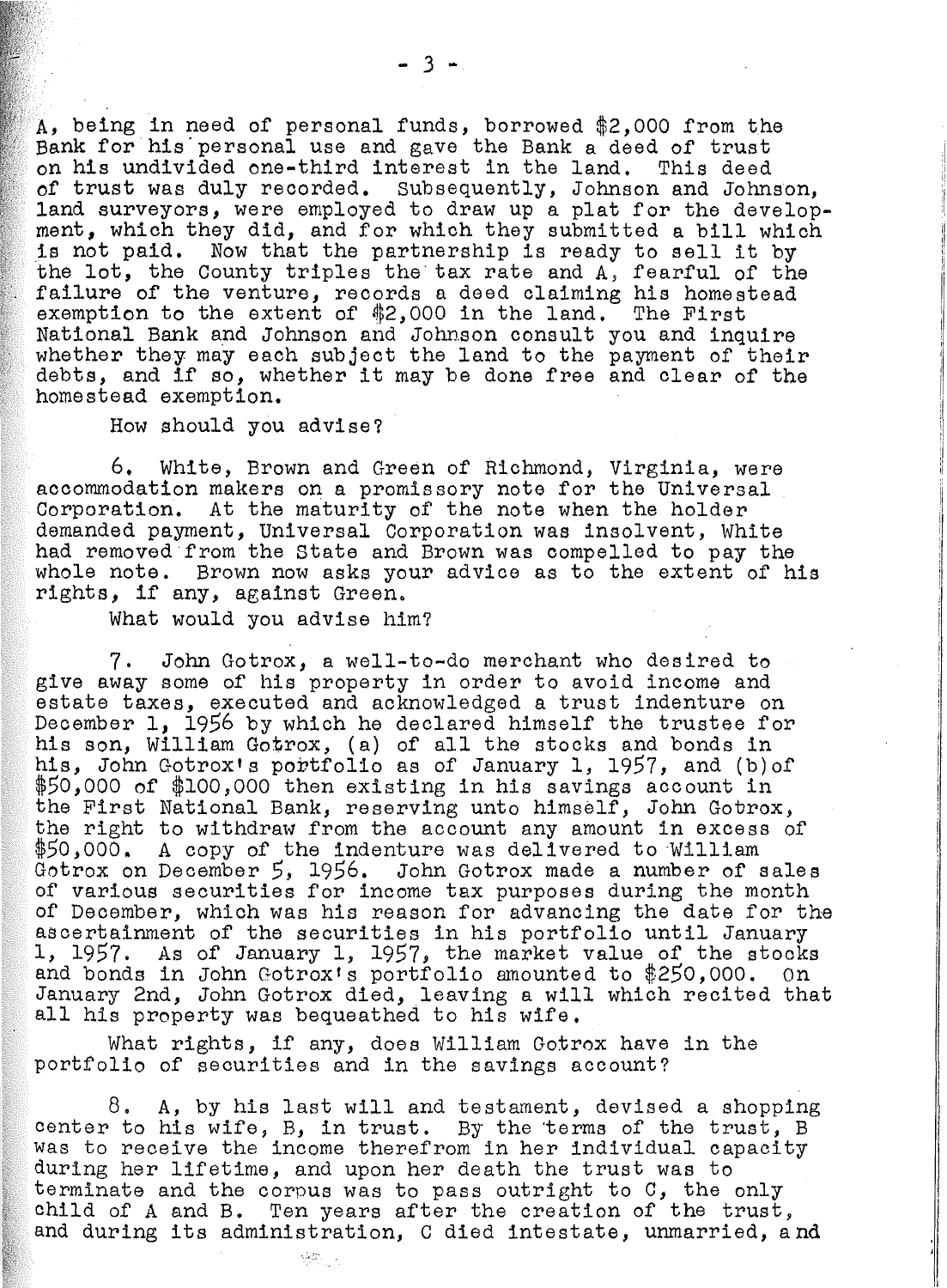A, being in need of personal funds, borrowed $2,000 from the Bank for his personal use and gave the Bank a deed of trust on his undivided one-third interest in the land. This deed of trust was duly recorded. Subsequently, Johnson and Johnson, land surveyors, were employed to draw up a plat for the development, which they did, and for which they submitted a bill which is not paid. Now that the partnership is ready to sell it by the lot, the County triples the tax rate and A, fearful of the failure of the venture, records a deed claiming his homestead exemption to the extent of $2,000 in the land. The First National Bank and Johnson and Johnson consult you and inquire whether they may each subject the land to the payment of their debts, and if so, whether it may be done free and clear of the homestead exemption.

How should you advise?

6. White, Brown and Green of Richmond, Virginia, were accommodation makers on a promissory note for the Universal Corporation. At the maturity of the note when the holder demanded payment, Universal Corporation was insolvent, White had removed from the State and Brown was compelled to pay the whole note. Brown now asks your advice as to the extent of his rights, if any, against Green.

What would you advise him?

7. John Gotrox, a well-to-do merchant who desired to give away some of his property in order to avoid income and estate taxes, executed and acknowledged a trust indenture on December 1, 1956 by which he declared himself the trustee for his son, William Gotrox, (a) of all the stocks and bonds in his, John Gotrox's portfolio as of January 1, 1957, and (b) of $50,000 of $100,000 then existing in his savings account in the First National Bank, reserving unto himself, John Gotrox, the right to withdraw from the account any amount in excess of $50,000. A copy of the indenture was delivered to William Gotrox on December 5, 1956. John Gotrox made a number of sales of various securities for income tax purposes during the month of December, which was his reason for advancing the date for the ascertainment of the securities in his portfolio until January 1, 1957. As of January 1, 1957, the market value of the stocks and bonds in John Gotrox's portfolio amounted to $250,000. On January 2nd, John Gotrox died, leaving a will which recited that all his property was bequeathed to his wife.

What rights, if any, does William Gotrox have in the portfolio of securities and in the savings account?

8. A, by his last will and testament, devised a shopping center to his wife, B, in trust. By the terms of the trust, B was to receive the income therefrom in her individual capacity during her lifetime, and upon her death the trust was to terminate and the corpus was to pass outright to C, the only child of A and B. Ten years after the creation of the trust, and during its administration, C died intestate, unmarried, and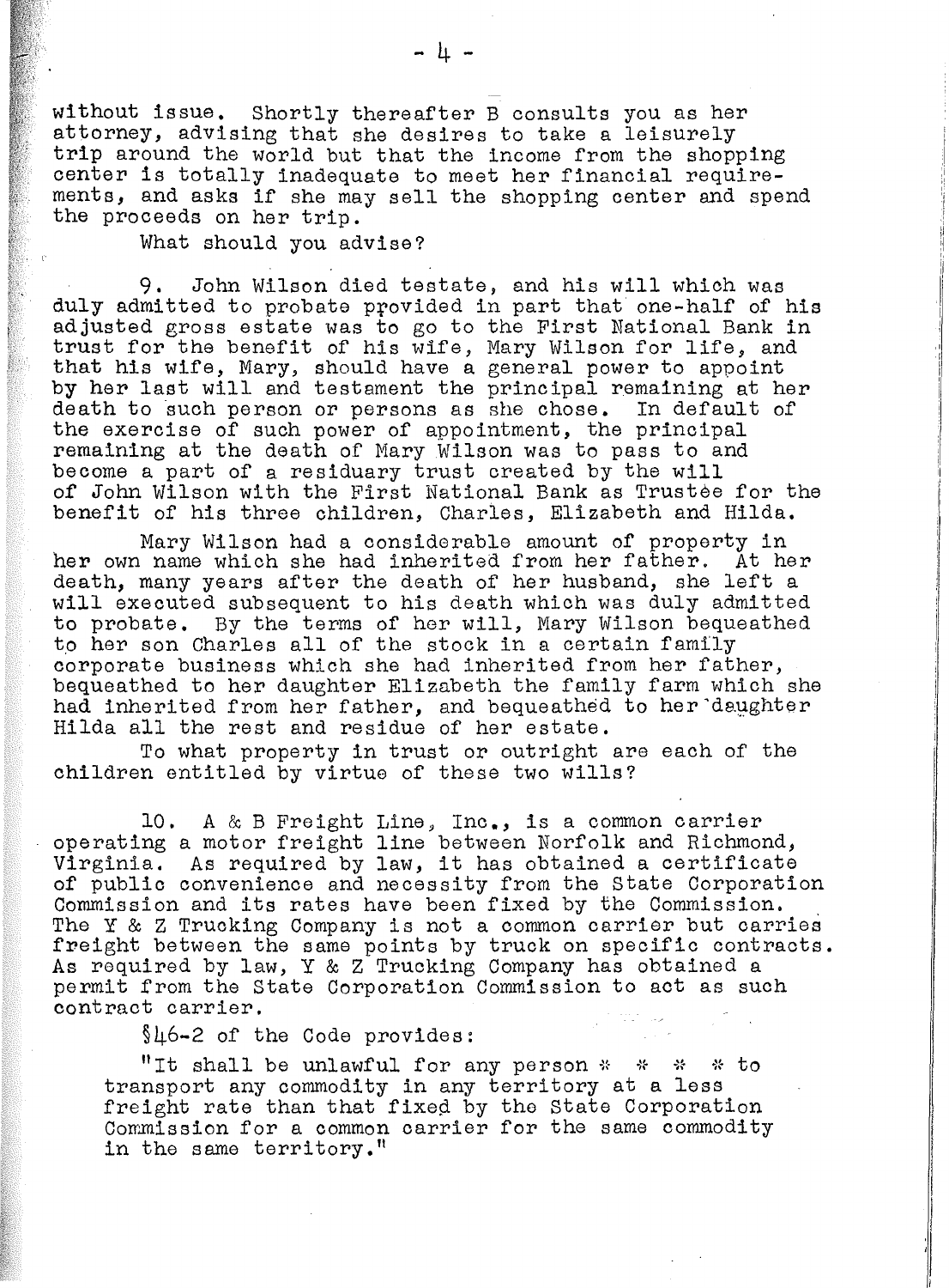without issue. Shortly thereafter B consults you as her attorney, advising that she desires to take a leisurely trip around the world but that the income from the shopping center is totally inadequate to meet her financial requirements, and asks if she may sell the shopping center and spend the proceeds on her trip.

What should you advise?

9. John Wilson died testate, and his will which was duly admitted to probate provided in part that one-half of his adjusted gross estate was to go to the First National Bank in trust for the benefit of his wife, Mary Wilson for life, and that his wife, Mary, should have a general power to appoint by her last will and testament the principal remaining at her death to such person or persons as she chose. In default of the exercise of such power of appointment, the principal remaining at the death of Mary Wilson was to pass to and become a part of a residuary trust created by the will of John Wilson with the First National Bank as Trustee for the benefit of his three children, Charles, Elizabeth and Hilda.

Mary Wilson had a considerable amount of property in her own name which she had inherited from her father. At her death, many years after the death of her husband, she left a will executed subsequent to his death which was duly admitted to probate. By the terms of her will, Mary Wilson bequeathed to her son Charles all of the stock in a certain family corporate business which she had inherited from her father, bequeathed to her daughter Elizabeth the family farm which she had inherited from her father, and bequeathed to her daughter Hilda all the rest and residue of her estate.

To what property in trust or outright are each of the children entitled by virtue of these two wills?

10. A & B Freight Line, Inc., is a common carrier operating a motor freight line between Norfolk and Richmond, Virginia. As required by law, it has obtained a certificate of public convenience and necessity from the State Corporation Commission and its rates have been fixed by the Commission. The Y & Z Trucking Company is not a common carrier but carries freight between the same points by truck on specific contracts. As required by law, Y & Z Trucking Company has obtained a permit from the State Corporation Commission to act as such contract carrier.

§46-2 of the Code provides:

> "It shall be unlawful for any person * * * * to transport any commodity in any territory at a less freight rate than that fixed by the State Corporation Commission for a common carrier for the same commodity in the same territory."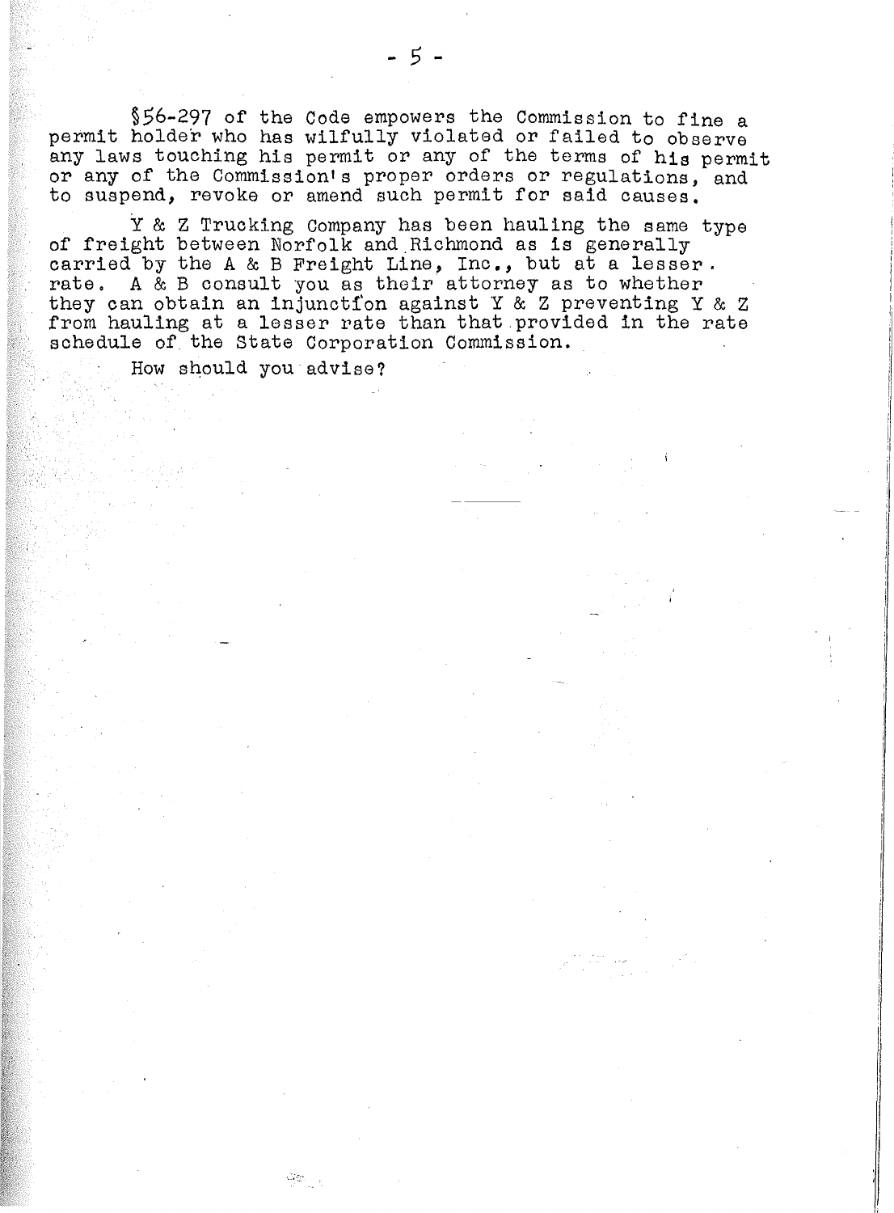§56-297 of the Code empowers the Commission to fine a permit holder who has wilfully violated or failed to observe any laws touching his permit or any of the terms of his permit or any of the Commission's proper orders or regulations, and to suspend, revoke or amend such permit for said causes.

Y & Z Trucking Company has been hauling the same type of freight between Norfolk and Richmond as is generally carried by the A & B Freight Line, Inc., but at a lesser rate. A & B consult you as their attorney as to whether they can obtain an injunction against Y & Z preventing Y & Z from hauling at a lesser rate than that provided in the rate schedule of the State Corporation Commission.

How should you advise?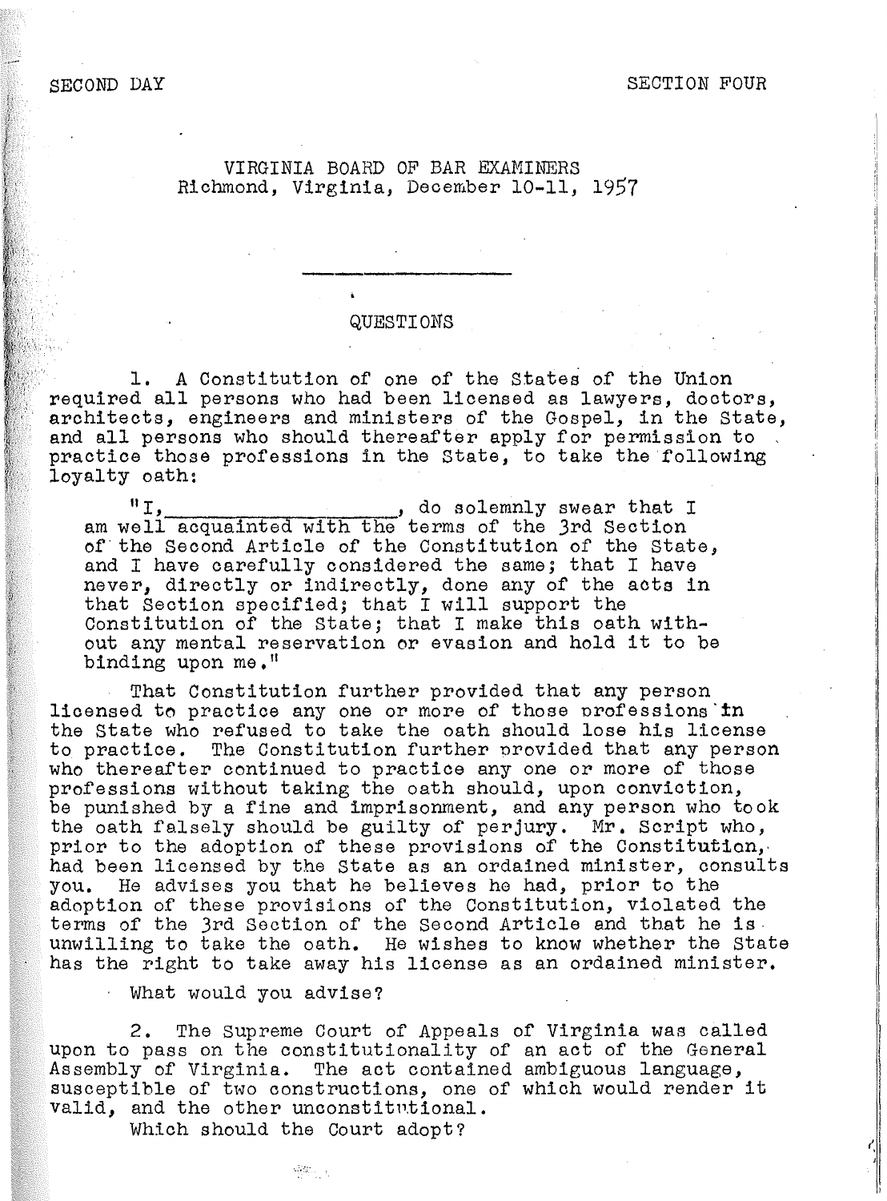SECOND DAY SECTION FOUR

VIRGINIA BOARD OF BAR EXAMINERS
Richmond, Virginia, December 10-11, 1957

---

QUESTIONS

1. A Constitution of one of the States of the Union required all persons who had been licensed as lawyers, doctors, architects, engineers and ministers of the Gospel, in the State, and all persons who should thereafter apply for permission to practice those professions in the State, to take the following loyalty oath:

> "I, ___________________, do solemnly swear that I am well acquainted with the terms of the 3rd Section of the Second Article of the Constitution of the State, and I have carefully considered the same; that I have never, directly or indirectly, done any of the acts in that Section specified; that I will support the Constitution of the State; that I make this oath without any mental reservation or evasion and hold it to be binding upon me."

That Constitution further provided that any person licensed to practice any one or more of those professions in the State who refused to take the oath should lose his license to practice. The Constitution further provided that any person who thereafter continued to practice any one or more of those professions without taking the oath should, upon conviction, be punished by a fine and imprisonment, and any person who took the oath falsely should be guilty of perjury. Mr. Script who, prior to the adoption of these provisions of the Constitution, had been licensed by the State as an ordained minister, consults you. He advises you that he believes he had, prior to the adoption of these provisions of the Constitution, violated the terms of the 3rd Section of the Second Article and that he is unwilling to take the oath. He wishes to know whether the State has the right to take away his license as an ordained minister.

What would you advise?

2. The Supreme Court of Appeals of Virginia was called upon to pass on the constitutionality of an act of the General Assembly of Virginia. The act contained ambiguous language, susceptible of two constructions, one of which would render it valid, and the other unconstitutional.

Which should the Court adopt?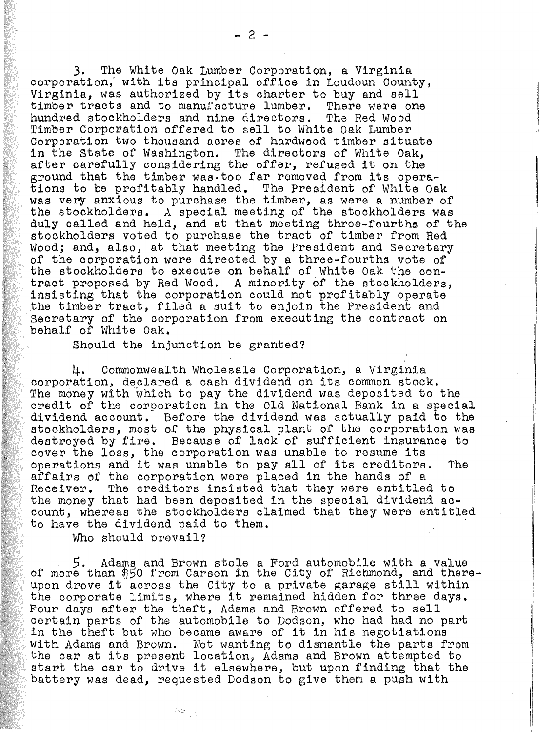3. The White Oak Lumber Corporation, a Virginia corporation, with its principal office in Loudoun County, Virginia, was authorized by its charter to buy and sell timber tracts and to manufacture lumber. There were one hundred stockholders and nine directors. The Red Wood Timber Corporation offered to sell to White Oak Lumber Corporation two thousand acres of hardwood timber situate in the State of Washington. The directors of White Oak, after carefully considering the offer, refused it on the ground that the timber was too far removed from its operations to be profitably handled. The President of White Oak was very anxious to purchase the timber, as were a number of the stockholders. A special meeting of the stockholders was duly called and held, and at that meeting three-fourths of the stockholders voted to purchase the tract of timber from Red Wood; and, also, at that meeting the President and Secretary of the corporation were directed by a three-fourths vote of the stockholders to execute on behalf of White Oak the contract proposed by Red Wood. A minority of the stockholders, insisting that the corporation could not profitably operate the timber tract, filed a suit to enjoin the President and Secretary of the corporation from executing the contract on behalf of White Oak.

Should the injunction be granted?

4. Commonwealth Wholesale Corporation, a Virginia corporation, declared a cash dividend on its common stock. The money with which to pay the dividend was deposited to the credit of the corporation in the Old National Bank in a special dividend account. Before the dividend was actually paid to the stockholders, most of the physical plant of the corporation was destroyed by fire. Because of lack of sufficient insurance to cover the loss, the corporation was unable to resume its operations and it was unable to pay all of its creditors. The affairs of the corporation were placed in the hands of a Receiver. The creditors insisted that they were entitled to the money that had been deposited in the special dividend account, whereas the stockholders claimed that they were entitled to have the dividend paid to them.

Who should prevail?

5. Adams and Brown stole a Ford automobile with a value of more than $50 from Carson in the City of Richmond, and thereupon drove it across the City to a private garage still within the corporate limits, where it remained hidden for three days. Four days after the theft, Adams and Brown offered to sell certain parts of the automobile to Dodson, who had had no part in the theft but who became aware of it in his negotiations with Adams and Brown. Not wanting to dismantle the parts from the car at its present location, Adams and Brown attempted to start the car to drive it elsewhere, but upon finding that the battery was dead, requested Dodson to give them a push with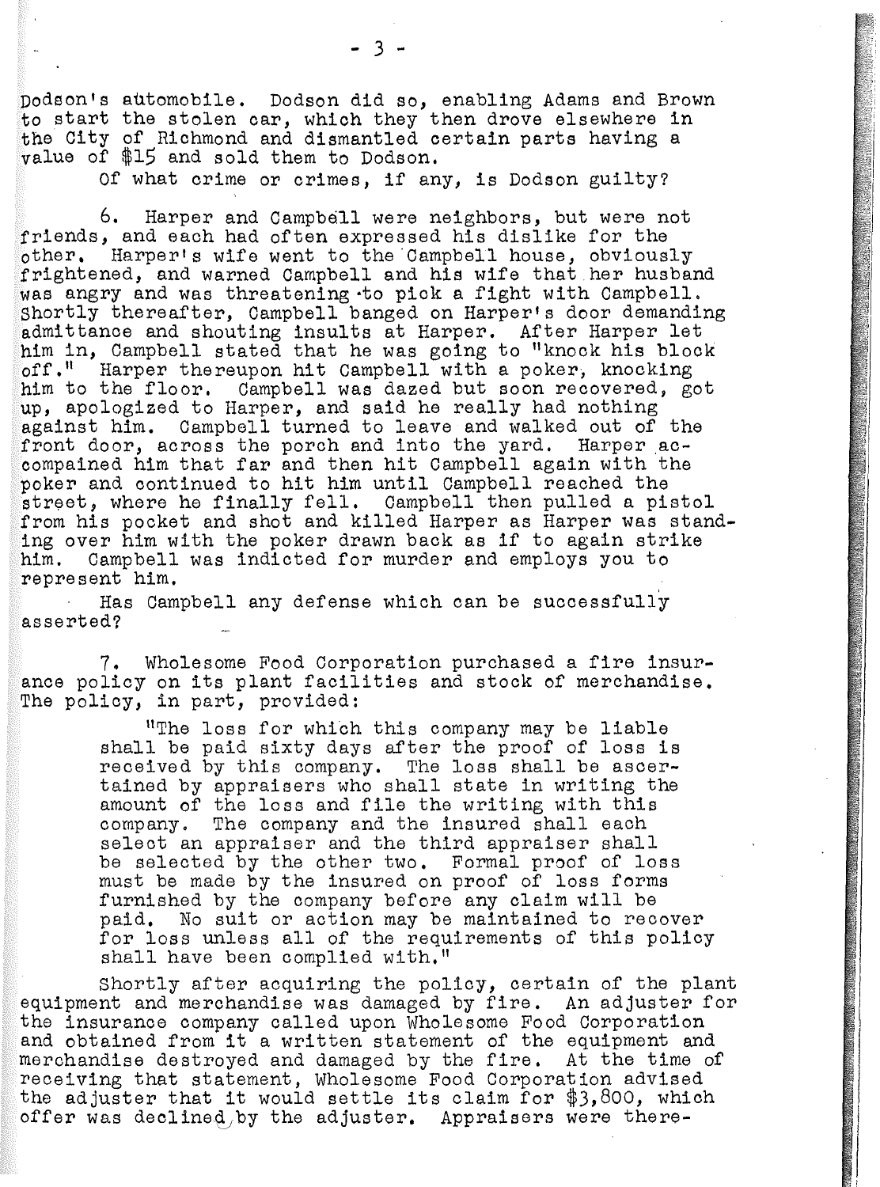Dodson's automobile. Dodson did so, enabling Adams and Brown to start the stolen car, which they then drove elsewhere in the City of Richmond and dismantled certain parts having a value of $15 and sold them to Dodson.

Of what crime or crimes, if any, is Dodson guilty?

6. Harper and Campbell were neighbors, but were not friends, and each had often expressed his dislike for the other. Harper's wife went to the Campbell house, obviously frightened, and warned Campbell and his wife that her husband was angry and was threatening to pick a fight with Campbell. Shortly thereafter, Campbell banged on Harper's door demanding admittance and shouting insults at Harper. After Harper let him in, Campbell stated that he was going to "knock his block off." Harper thereupon hit Campbell with a poker, knocking him to the floor. Campbell was dazed but soon recovered, got up, apologized to Harper, and said he really had nothing against him. Campbell turned to leave and walked out of the front door, across the porch and into the yard. Harper accompained him that far and then hit Campbell again with the poker and continued to hit him until Campbell reached the street, where he finally fell. Campbell then pulled a pistol from his pocket and shot and killed Harper as Harper was standing over him with the poker drawn back as if to again strike him. Campbell was indicted for murder and employs you to represent him.

Has Campbell any defense which can be successfully asserted?

7. Wholesome Food Corporation purchased a fire insurance policy on its plant facilities and stock of merchandise. The policy, in part, provided:

> "The loss for which this company may be liable shall be paid sixty days after the proof of loss is received by this company. The loss shall be ascertained by appraisers who shall state in writing the amount of the loss and file the writing with this company. The company and the insured shall each select an appraiser and the third appraiser shall be selected by the other two. Formal proof of loss must be made by the insured on proof of loss forms furnished by the company before any claim will be paid. No suit or action may be maintained to recover for loss unless all of the requirements of this policy shall have been complied with."

Shortly after acquiring the policy, certain of the plant equipment and merchandise was damaged by fire. An adjuster for the insurance company called upon Wholesome Food Corporation and obtained from it a written statement of the equipment and merchandise destroyed and damaged by the fire. At the time of receiving that statement, Wholesome Food Corporation advised the adjuster that it would settle its claim for $3,800, which offer was declined by the adjuster. Appraisers were there-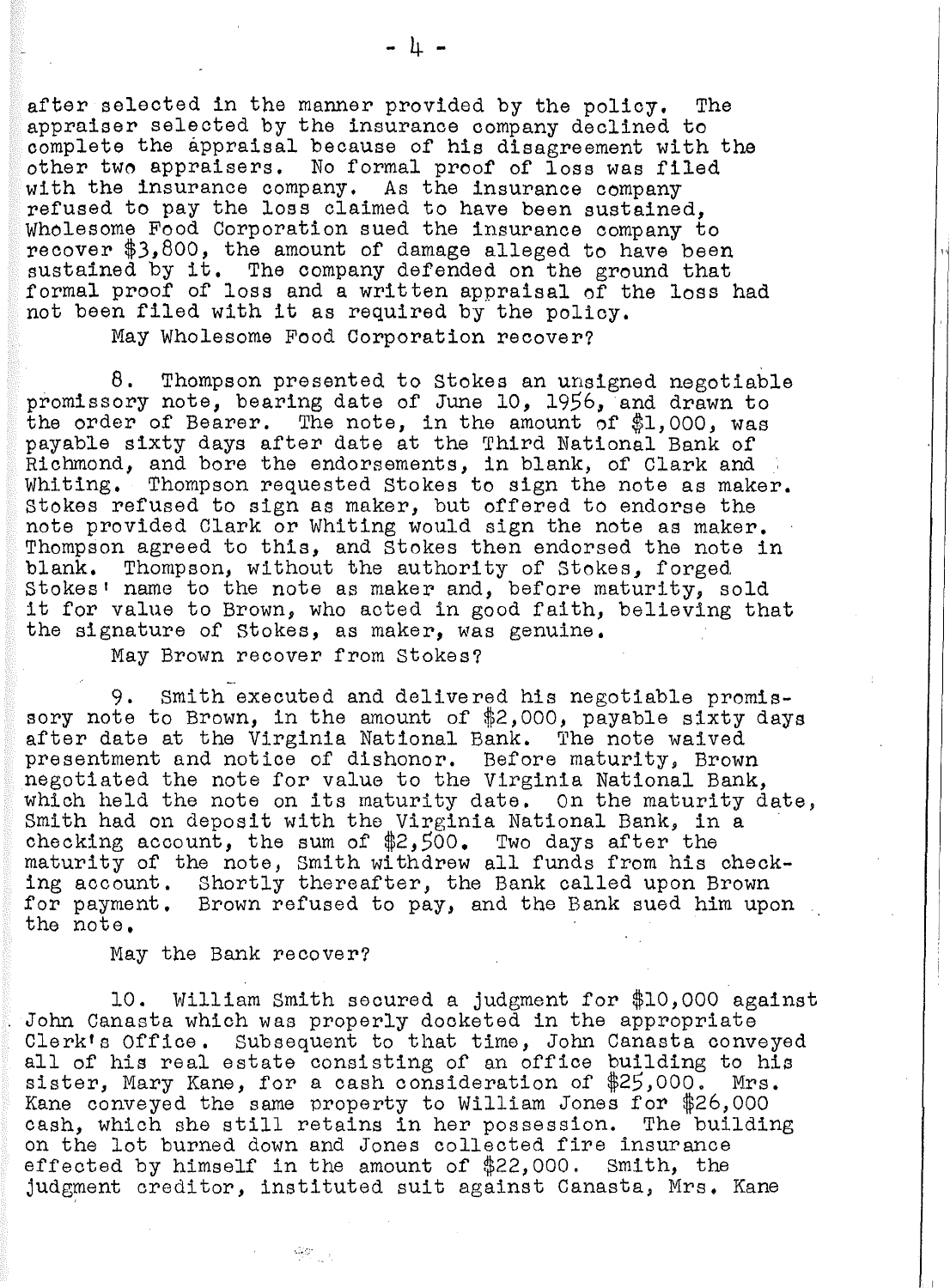after selected in the manner provided by the policy. The appraiser selected by the insurance company declined to complete the appraisal because of his disagreement with the other two appraisers. No formal proof of loss was filed with the insurance company. As the insurance company refused to pay the loss claimed to have been sustained, Wholesome Food Corporation sued the insurance company to recover $3,800, the amount of damage alleged to have been sustained by it. The company defended on the ground that formal proof of loss and a written appraisal of the loss had not been filed with it as required by the policy.

May Wholesome Food Corporation recover?

8. Thompson presented to Stokes an unsigned negotiable promissory note, bearing date of June 10, 1956, and drawn to the order of Bearer. The note, in the amount of $1,000, was payable sixty days after date at the Third National Bank of Richmond, and bore the endorsements, in blank, of Clark and Whiting. Thompson requested Stokes to sign the note as maker. Stokes refused to sign as maker, but offered to endorse the note provided Clark or Whiting would sign the note as maker. Thompson agreed to this, and Stokes then endorsed the note in blank. Thompson, without the authority of Stokes, forged Stokes' name to the note as maker and, before maturity, sold it for value to Brown, who acted in good faith, believing that the signature of Stokes, as maker, was genuine.

May Brown recover from Stokes?

9. Smith executed and delivered his negotiable promissory note to Brown, in the amount of $2,000, payable sixty days after date at the Virginia National Bank. The note waived presentment and notice of dishonor. Before maturity, Brown negotiated the note for value to the Virginia National Bank, which held the note on its maturity date. On the maturity date, Smith had on deposit with the Virginia National Bank, in a checking account, the sum of $2,500. Two days after the maturity of the note, Smith withdrew all funds from his checking account. Shortly thereafter, the Bank called upon Brown for payment. Brown refused to pay, and the Bank sued him upon the note.

May the Bank recover?

10. William Smith secured a judgment for $10,000 against John Canasta which was properly docketed in the appropriate Clerk's Office. Subsequent to that time, John Canasta conveyed all of his real estate consisting of an office building to his sister, Mary Kane, for a cash consideration of $25,000. Mrs. Kane conveyed the same property to William Jones for $26,000 cash, which she still retains in her possession. The building on the lot burned down and Jones collected fire insurance effected by himself in the amount of $22,000. Smith, the judgment creditor, instituted suit against Canasta, Mrs. Kane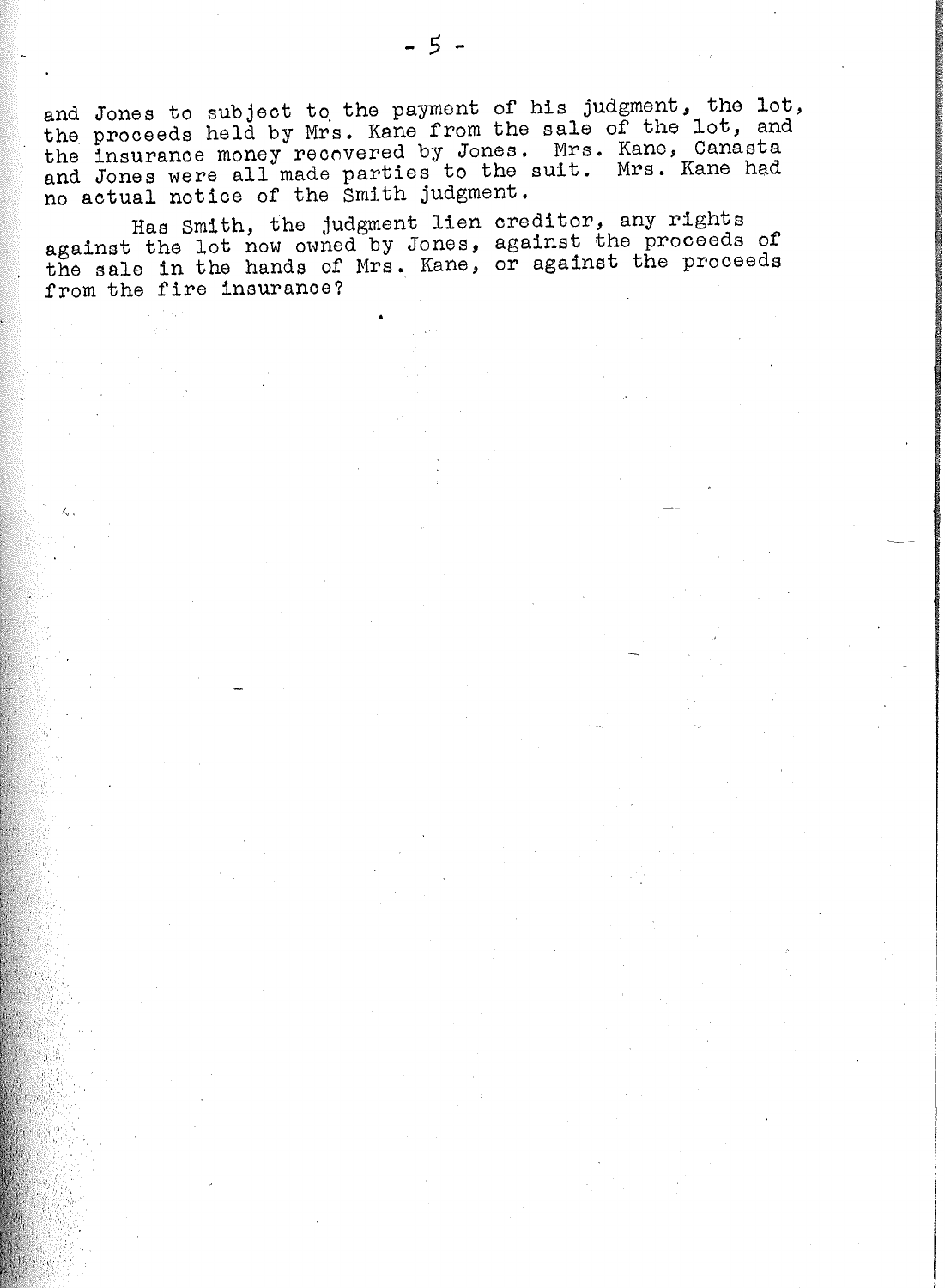and Jones to subject to the payment of his judgment, the lot, the proceeds held by Mrs. Kane from the sale of the lot, and the insurance money recovered by Jones. Mrs. Kane, Canasta and Jones were all made parties to the suit. Mrs. Kane had no actual notice of the Smith judgment.

Has Smith, the judgment lien creditor, any rights against the lot now owned by Jones, against the proceeds of the sale in the hands of Mrs. Kane, or against the proceeds from the fire insurance?